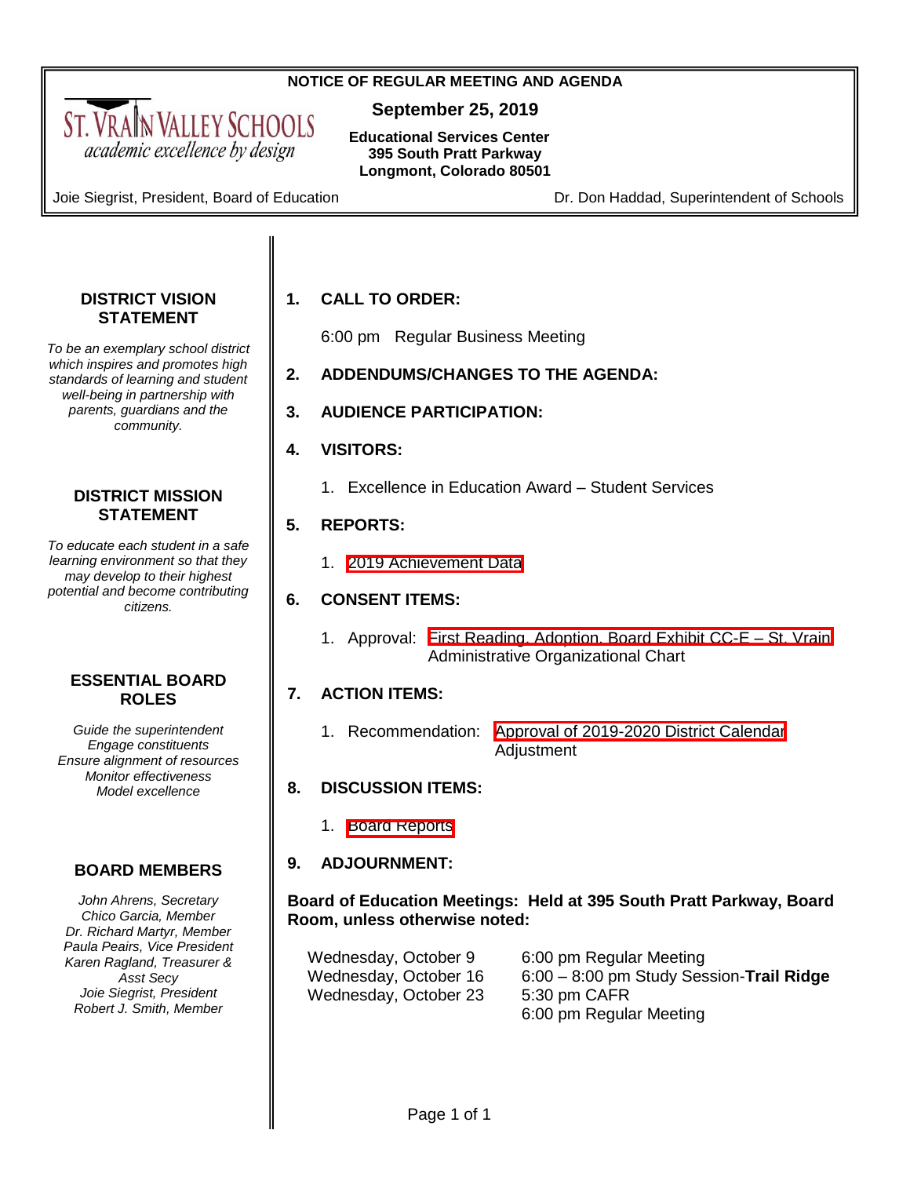**NOTICE OF REGULAR MEETING AND AGENDA**

ST. VRAIN VALLEY SCHOOLS
*academic excellence by design*

**September 25, 2019**

**Educational Services Center**
**395 South Pratt Parkway**
**Longmont, Colorado 80501**

Joie Siegrist, President, Board of Education

Dr. Don Haddad, Superintendent of Schools

### DISTRICT VISION STATEMENT

*To be an exemplary school district which inspires and promotes high standards of learning and student well-being in partnership with parents, guardians and the community.*

### DISTRICT MISSION STATEMENT

*To educate each student in a safe learning environment so that they may develop to their highest potential and become contributing citizens.*

### ESSENTIAL BOARD ROLES

*Guide the superintendent*
*Engage constituents*
*Ensure alignment of resources*
*Monitor effectiveness*
*Model excellence*

### BOARD MEMBERS

*John Ahrens, Secretary*
*Chico Garcia, Member*
*Dr. Richard Martyr, Member*
*Paula Peairs, Vice President*
*Karen Ragland, Treasurer & Asst Secy*
*Joie Siegrist, President*
*Robert J. Smith, Member*

**1. CALL TO ORDER:**

6:00 pm Regular Business Meeting

**2. ADDENDUMS/CHANGES TO THE AGENDA:**

**3. AUDIENCE PARTICIPATION:**

**4. VISITORS:**

1. Excellence in Education Award – Student Services

**5. REPORTS:**

1. 2019 Achievement Data

**6. CONSENT ITEMS:**

1. Approval: First Reading, Adoption, Board Exhibit CC-E – St. Vrain Administrative Organizational Chart

**7. ACTION ITEMS:**

1. Recommendation: Approval of 2019-2020 District Calendar Adjustment

**8. DISCUSSION ITEMS:**

1. Board Reports

**9. ADJOURNMENT:**

**Board of Education Meetings: Held at 395 South Pratt Parkway, Board Room, unless otherwise noted:**

| | |
|---|---|
| Wednesday, October 9 | 6:00 pm Regular Meeting |
| Wednesday, October 16 | 6:00 – 8:00 pm Study Session-**Trail Ridge** |
| Wednesday, October 23 | 5:30 pm CAFR |
| | 6:00 pm Regular Meeting |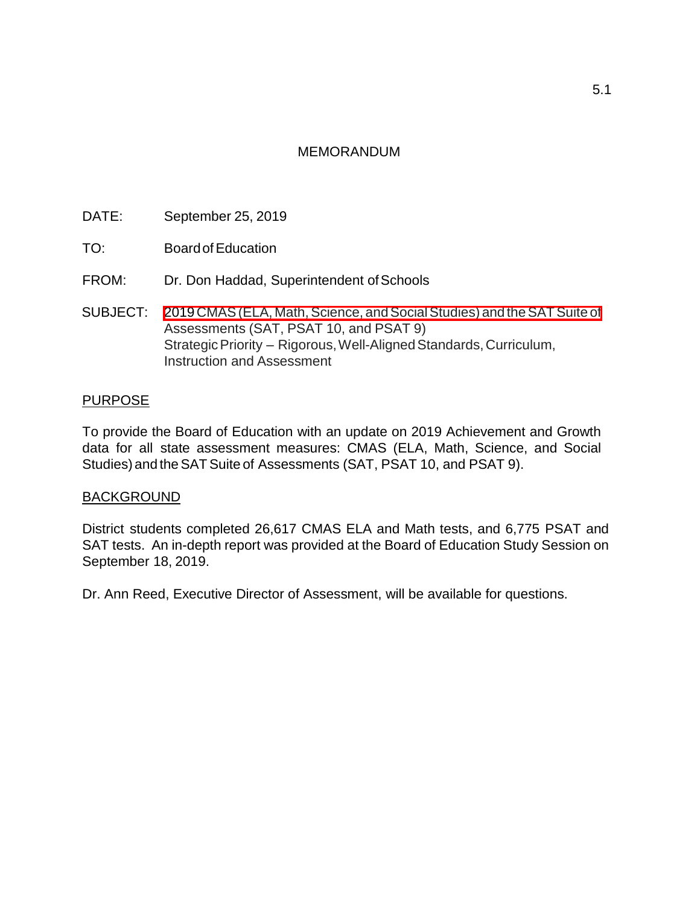# MEMORANDUM

DATE: September 25, 2019

TO: Board of Education

FROM: Dr. Don Haddad, Superintendent of Schools

SUBJECT: 2019 CMAS (ELA, Math, Science, and Social Studies) and the SAT Suite of Assessments (SAT, PSAT 10, and PSAT 9)
Strategic Priority – Rigorous, Well-Aligned Standards, Curriculum, Instruction and Assessment

## PURPOSE

To provide the Board of Education with an update on 2019 Achievement and Growth data for all state assessment measures: CMAS (ELA, Math, Science, and Social Studies) and the SAT Suite of Assessments (SAT, PSAT 10, and PSAT 9).

## BACKGROUND

District students completed 26,617 CMAS ELA and Math tests, and 6,775 PSAT and SAT tests. An in-depth report was provided at the Board of Education Study Session on September 18, 2019.

Dr. Ann Reed, Executive Director of Assessment, will be available for questions.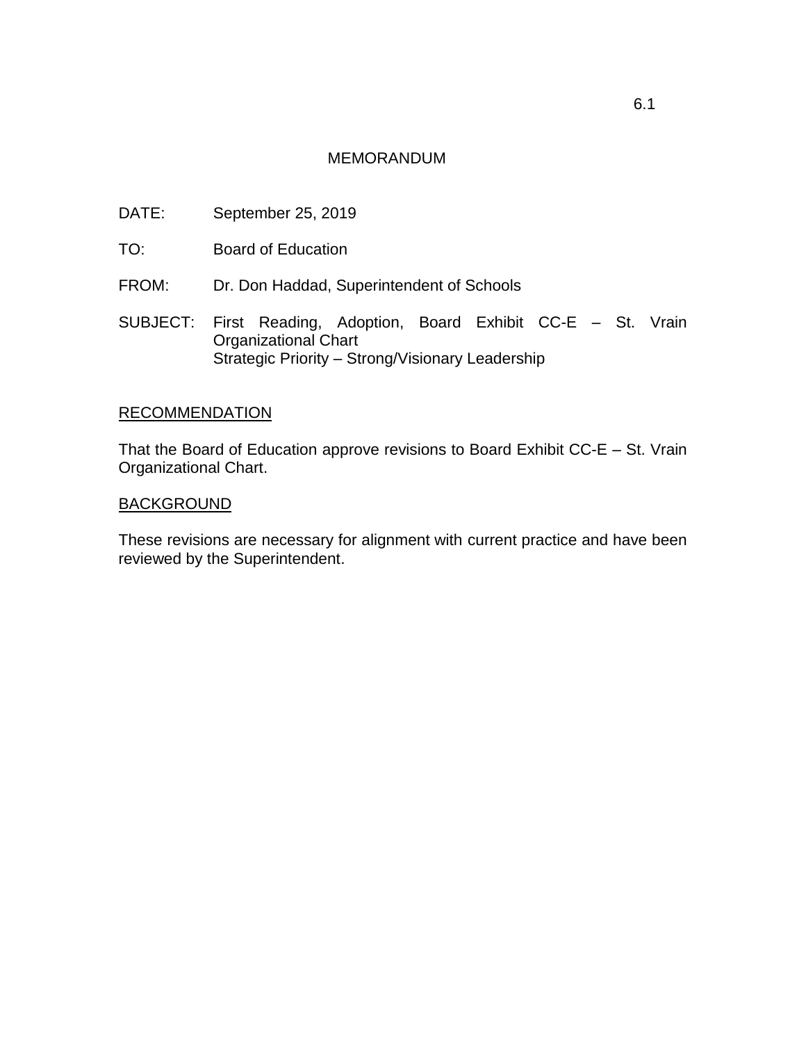6.1

# MEMORANDUM

DATE: September 25, 2019

TO: Board of Education

FROM: Dr. Don Haddad, Superintendent of Schools

SUBJECT: First Reading, Adoption, Board Exhibit CC-E – St. Vrain Organizational Chart
Strategic Priority – Strong/Visionary Leadership

## RECOMMENDATION

That the Board of Education approve revisions to Board Exhibit CC-E – St. Vrain Organizational Chart.

## BACKGROUND

These revisions are necessary for alignment with current practice and have been reviewed by the Superintendent.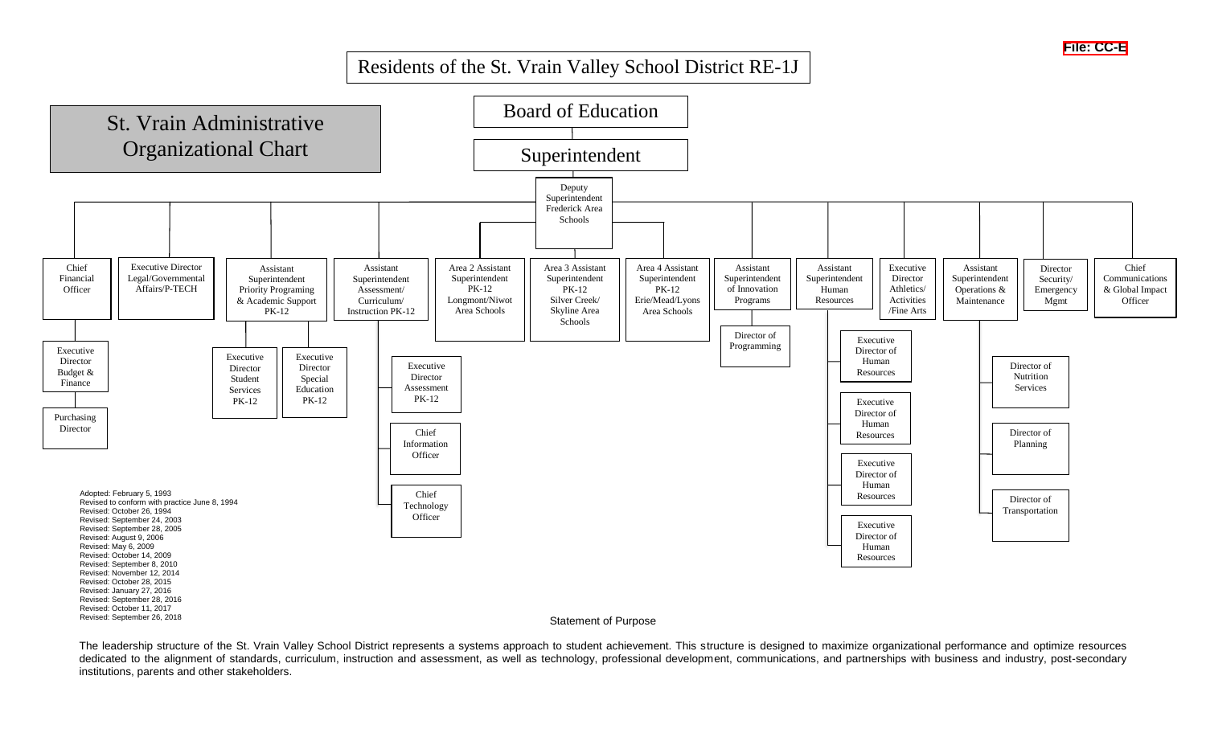File: CC-E

# St. Vrain Administrative Organizational Chart

Residents of the St. Vrain Valley School District RE-1J

Board of Education

Superintendent

Deputy Superintendent Frederick Area Schools

- Chief Financial Officer
  - Executive Director Budget & Finance
  - Purchasing Director
- Executive Director Legal/Governmental Affairs/P-TECH
- Assistant Superintendent Priority Programing & Academic Support PK-12
  - Executive Director Student Services PK-12
  - Executive Director Special Education PK-12
- Assistant Superintendent Assessment/ Curriculum/ Instruction PK-12
  - Executive Director Assessment PK-12
  - Chief Information Officer
  - Chief Technology Officer
- Area 2 Assistant Superintendent PK-12 Longmont/Niwot Area Schools
- Area 3 Assistant Superintendent PK-12 Silver Creek/ Skyline Area Schools
- Area 4 Assistant Superintendent PK-12 Erie/Mead/Lyons Area Schools
- Assistant Superintendent of Innovation Programs
  - Director of Programming
- Assistant Superintendent Human Resources
  - Executive Director of Human Resources
  - Executive Director of Human Resources
  - Executive Director of Human Resources
  - Executive Director of Human Resources
- Executive Director Athletics/ Activities /Fine Arts
- Assistant Superintendent Operations & Maintenance
  - Director of Nutrition Services
  - Director of Planning
  - Director of Transportation
- Director Security/ Emergency Mgmt
- Chief Communications & Global Impact Officer

Adopted: February 5, 1993
Revised to conform with practice June 8, 1994
Revised: October 26, 1994
Revised: September 24, 2003
Revised: September 28, 2005
Revised: August 9, 2006
Revised: May 6, 2009
Revised: October 14, 2009
Revised: September 8, 2010
Revised: November 12, 2014
Revised: October 28, 2015
Revised: January 27, 2016
Revised: September 28, 2016
Revised: October 11, 2017
Revised: September 26, 2018

## Statement of Purpose

The leadership structure of the St. Vrain Valley School District represents a systems approach to student achievement. This structure is designed to maximize organizational performance and optimize resources dedicated to the alignment of standards, curriculum, instruction and assessment, as well as technology, professional development, communications, and partnerships with business and industry, post-secondary institutions, parents and other stakeholders.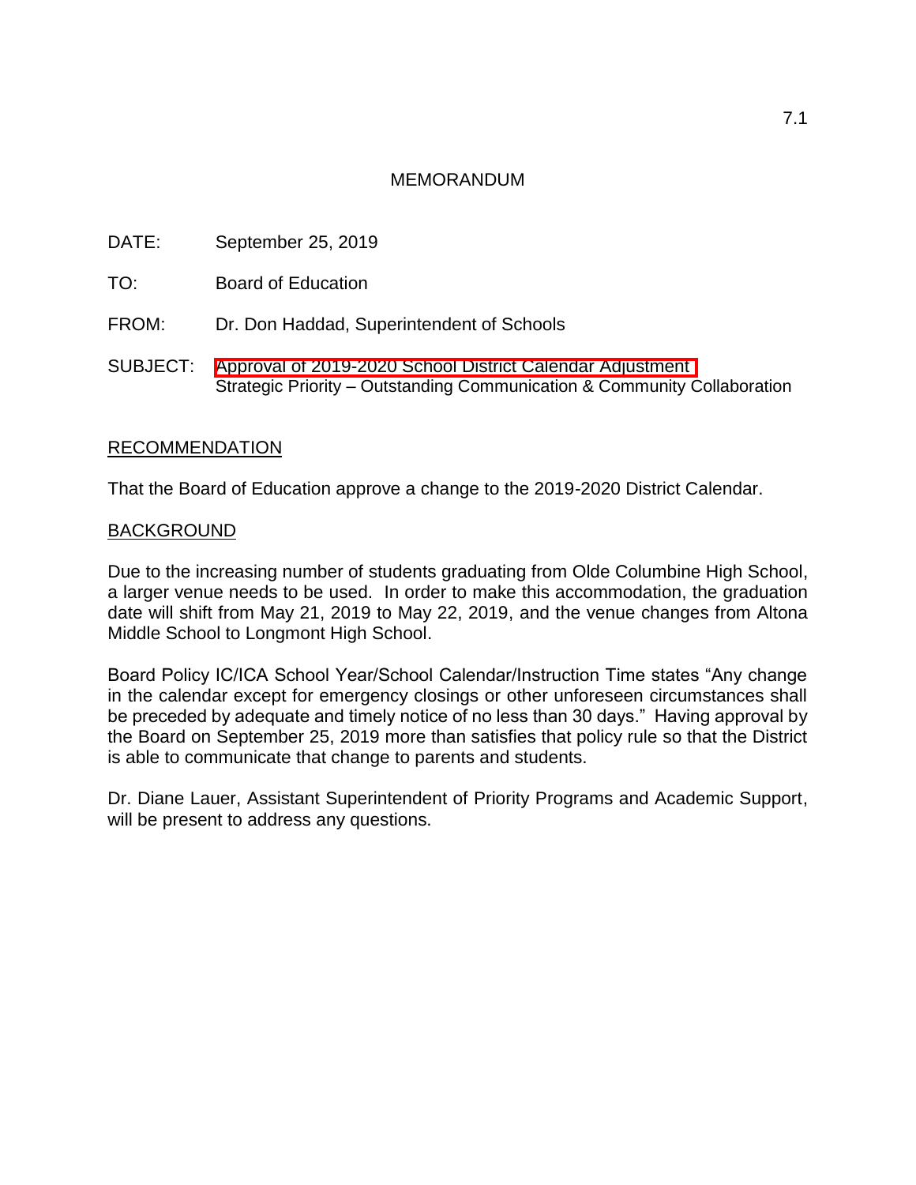7.1

# MEMORANDUM

DATE: September 25, 2019

TO: Board of Education

FROM: Dr. Don Haddad, Superintendent of Schools

SUBJECT: Approval of 2019-2020 School District Calendar Adjustment
Strategic Priority – Outstanding Communication & Community Collaboration

## RECOMMENDATION

That the Board of Education approve a change to the 2019-2020 District Calendar.

## BACKGROUND

Due to the increasing number of students graduating from Olde Columbine High School, a larger venue needs to be used. In order to make this accommodation, the graduation date will shift from May 21, 2019 to May 22, 2019, and the venue changes from Altona Middle School to Longmont High School.

Board Policy IC/ICA School Year/School Calendar/Instruction Time states "Any change in the calendar except for emergency closings or other unforeseen circumstances shall be preceded by adequate and timely notice of no less than 30 days." Having approval by the Board on September 25, 2019 more than satisfies that policy rule so that the District is able to communicate that change to parents and students.

Dr. Diane Lauer, Assistant Superintendent of Priority Programs and Academic Support, will be present to address any questions.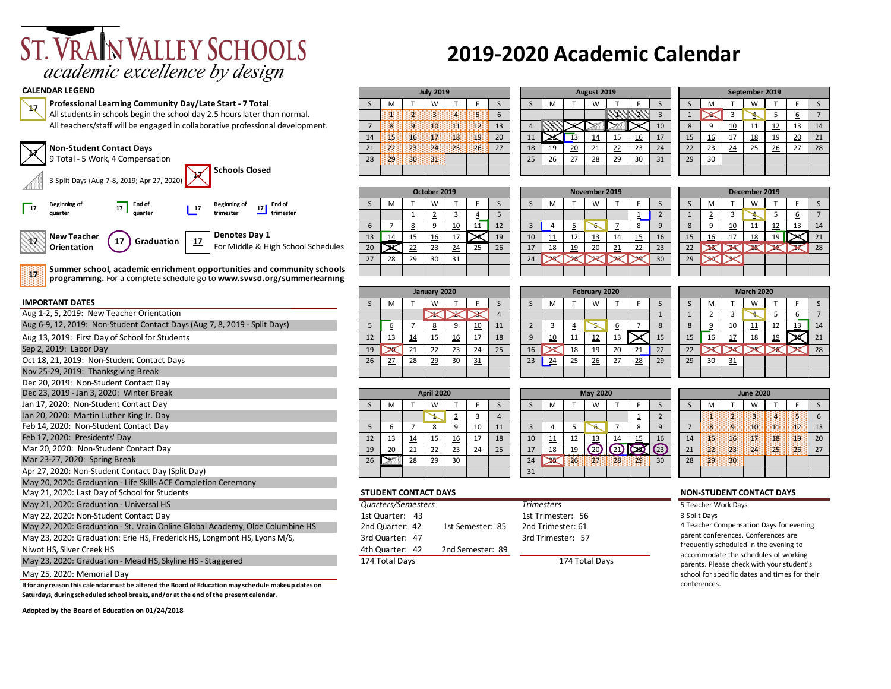# St. Vrain Valley Schools

*academic excellence by design*

# 2019-2020 Academic Calendar

## CALENDAR LEGEND

**Professional Learning Community Day/Late Start - 7 Total**
All students in schools begin the school day 2.5 hours later than normal.
All teachers/staff will be engaged in collaborative professional development.

**Non-Student Contact Days**
9 Total - 5 Work, 4 Compensation

**Schools Closed**

3 Split Days (Aug 7-8, 2019; Apr 27, 2020)

Beginning of quarter — End of quarter — Beginning of trimester — End of trimester

**New Teacher Orientation** — **Graduation** — **Denotes Day 1** For Middle & High School Schedules

**Summer school, academic enrichment opportunities and community schools programming.** For a complete schedule go to **www.svvsd.org/summerlearning**

## IMPORTANT DATES

- Aug 1-2, 5, 2019: New Teacher Orientation
- Aug 6-9, 12, 2019: Non-Student Contact Days (Aug 7, 8, 2019 - Split Days)
- Aug 13, 2019: First Day of School for Students
- Sep 2, 2019: Labor Day
- Oct 18, 21, 2019: Non-Student Contact Days
- Nov 25-29, 2019: Thanksgiving Break
- Dec 20, 2019: Non-Student Contact Day
- Dec 23, 2019 - Jan 3, 2020: Winter Break
- Jan 17, 2020: Non-Student Contact Day
- Jan 20, 2020: Martin Luther King Jr. Day
- Feb 14, 2020: Non-Student Contact Day
- Feb 17, 2020: Presidents' Day
- Mar 20, 2020: Non-Student Contact Day
- Mar 23-27, 2020: Spring Break
- Apr 27, 2020: Non-Student Contact Day (Split Day)
- May 20, 2020: Graduation - Life Skills ACE Completion Ceremony
- May 21, 2020: Last Day of School for Students
- May 21, 2020: Graduation - Universal HS
- May 22, 2020: Non-Student Contact Day
- May 22, 2020: Graduation - St. Vrain Online Global Academy, Olde Columbine HS
- May 23, 2020: Graduation: Erie HS, Frederick HS, Longmont HS, Lyons M/S, Niwot HS, Silver Creek HS
- May 23, 2020: Graduation - Mead HS, Skyline HS - Staggered
- May 25, 2020: Memorial Day

**If for any reason this calendar must be altered the Board of Education may schedule makeup dates on Saturdays, during scheduled school breaks, and/or at the end of the present calendar.**

**Adopted by the Board of Education on 01/24/2018**

## Calendar

**July 2019**

| S | M | T | W | T | F | S |
|---|---|---|---|---|---|---|
| | 1 | 2 | 3 | 4 | 5 | 6 |
| 7 | 8 | 9 | 10 | 11 | 12 | 13 |
| 14 | 15 | 16 | 17 | 18 | 19 | 20 |
| 21 | 22 | 23 | 24 | 25 | 26 | 27 |
| 28 | 29 | 30 | 31 | | | |

**August 2019**

| S | M | T | W | T | F | S |
|---|---|---|---|---|---|---|
| | | | | 1 | 2 | 3 |
| 4 | 5 | 6 | 7 | 8 | 9 | 10 |
| 11 | 12 | 13 | 14 | 15 | 16 | 17 |
| 18 | 19 | 20 | 21 | 22 | 23 | 24 |
| 25 | 26 | 27 | 28 | 29 | 30 | 31 |

**September 2019**

| S | M | T | W | T | F | S |
|---|---|---|---|---|---|---|
| 1 | 2 | 3 | 4 | 5 | 6 | 7 |
| 8 | 9 | 10 | 11 | 12 | 13 | 14 |
| 15 | 16 | 17 | 18 | 19 | 20 | 21 |
| 22 | 23 | 24 | 25 | 26 | 27 | 28 |
| 29 | 30 | | | | | |

**October 2019**

| S | M | T | W | T | F | S |
|---|---|---|---|---|---|---|
| | | 1 | 2 | 3 | 4 | 5 |
| 6 | 7 | 8 | 9 | 10 | 11 | 12 |
| 13 | 14 | 15 | 16 | 17 | 18 | 19 |
| 20 | 21 | 22 | 23 | 24 | 25 | 26 |
| 27 | 28 | 29 | 30 | 31 | | |

**November 2019**

| S | M | T | W | T | F | S |
|---|---|---|---|---|---|---|
| | | | | | 1 | 2 |
| 3 | 4 | 5 | 6 | 7 | 8 | 9 |
| 10 | 11 | 12 | 13 | 14 | 15 | 16 |
| 17 | 18 | 19 | 20 | 21 | 22 | 23 |
| 24 | 25 | 26 | 27 | 28 | 29 | 30 |

**December 2019**

| S | M | T | W | T | F | S |
|---|---|---|---|---|---|---|
| 1 | 2 | 3 | 4 | 5 | 6 | 7 |
| 8 | 9 | 10 | 11 | 12 | 13 | 14 |
| 15 | 16 | 17 | 18 | 19 | 20 | 21 |
| 22 | 23 | 24 | 25 | 26 | 27 | 28 |
| 29 | 30 | 31 | | | | |

**January 2020**

| S | M | T | W | T | F | S |
|---|---|---|---|---|---|---|
| | | | 1 | 2 | 3 | 4 |
| 5 | 6 | 7 | 8 | 9 | 10 | 11 |
| 12 | 13 | 14 | 15 | 16 | 17 | 18 |
| 19 | 20 | 21 | 22 | 23 | 24 | 25 |
| 26 | 27 | 28 | 29 | 30 | 31 | |

**February 2020**

| S | M | T | W | T | F | S |
|---|---|---|---|---|---|---|
| | | | | | | 1 |
| 2 | 3 | 4 | 5 | 6 | 7 | 8 |
| 9 | 10 | 11 | 12 | 13 | 14 | 15 |
| 16 | 17 | 18 | 19 | 20 | 21 | 22 |
| 23 | 24 | 25 | 26 | 27 | 28 | 29 |

**March 2020**

| S | M | T | W | T | F | S |
|---|---|---|---|---|---|---|
| 1 | 2 | 3 | 4 | 5 | 6 | 7 |
| 8 | 9 | 10 | 11 | 12 | 13 | 14 |
| 15 | 16 | 17 | 18 | 19 | 20 | 21 |
| 22 | 23 | 24 | 25 | 26 | 27 | 28 |
| 29 | 30 | 31 | | | | |

**April 2020**

| S | M | T | W | T | F | S |
|---|---|---|---|---|---|---|
| | | | 1 | 2 | 3 | 4 |
| 5 | 6 | 7 | 8 | 9 | 10 | 11 |
| 12 | 13 | 14 | 15 | 16 | 17 | 18 |
| 19 | 20 | 21 | 22 | 23 | 24 | 25 |
| 26 | 27 | 28 | 29 | 30 | | |

**May 2020**

| S | M | T | W | T | F | S |
|---|---|---|---|---|---|---|
| | | | | | 1 | 2 |
| 3 | 4 | 5 | 6 | 7 | 8 | 9 |
| 10 | 11 | 12 | 13 | 14 | 15 | 16 |
| 17 | 18 | 19 | 20 | 21 | 22 | 23 |
| 24 | 25 | 26 | 27 | 28 | 29 | 30 |
| 31 | | | | | | |

**June 2020**

| S | M | T | W | T | F | S |
|---|---|---|---|---|---|---|
| | 1 | 2 | 3 | 4 | 5 | 6 |
| 7 | 8 | 9 | 10 | 11 | 12 | 13 |
| 14 | 15 | 16 | 17 | 18 | 19 | 20 |
| 21 | 22 | 23 | 24 | 25 | 26 | 27 |
| 28 | 29 | 30 | | | | |

## STUDENT CONTACT DAYS

| *Quarters/Semesters* | | *Trimesters* |
|---|---|---|
| 1st Quarter: 43 | | 1st Trimester: 56 |
| 2nd Quarter: 42 | 1st Semester: 85 | 2nd Trimester: 61 |
| 3rd Quarter: 47 | | 3rd Trimester: 57 |
| 4th Quarter: 42 | 2nd Semester: 89 | |
| 174 Total Days | | 174 Total Days |

## NON-STUDENT CONTACT DAYS

5 Teacher Work Days

3 Split Days

4 Teacher Compensation Days for evening parent conferences. Conferences are frequently scheduled in the evening to accommodate the schedules of working parents. Please check with your student's school for specific dates and times for their conferences.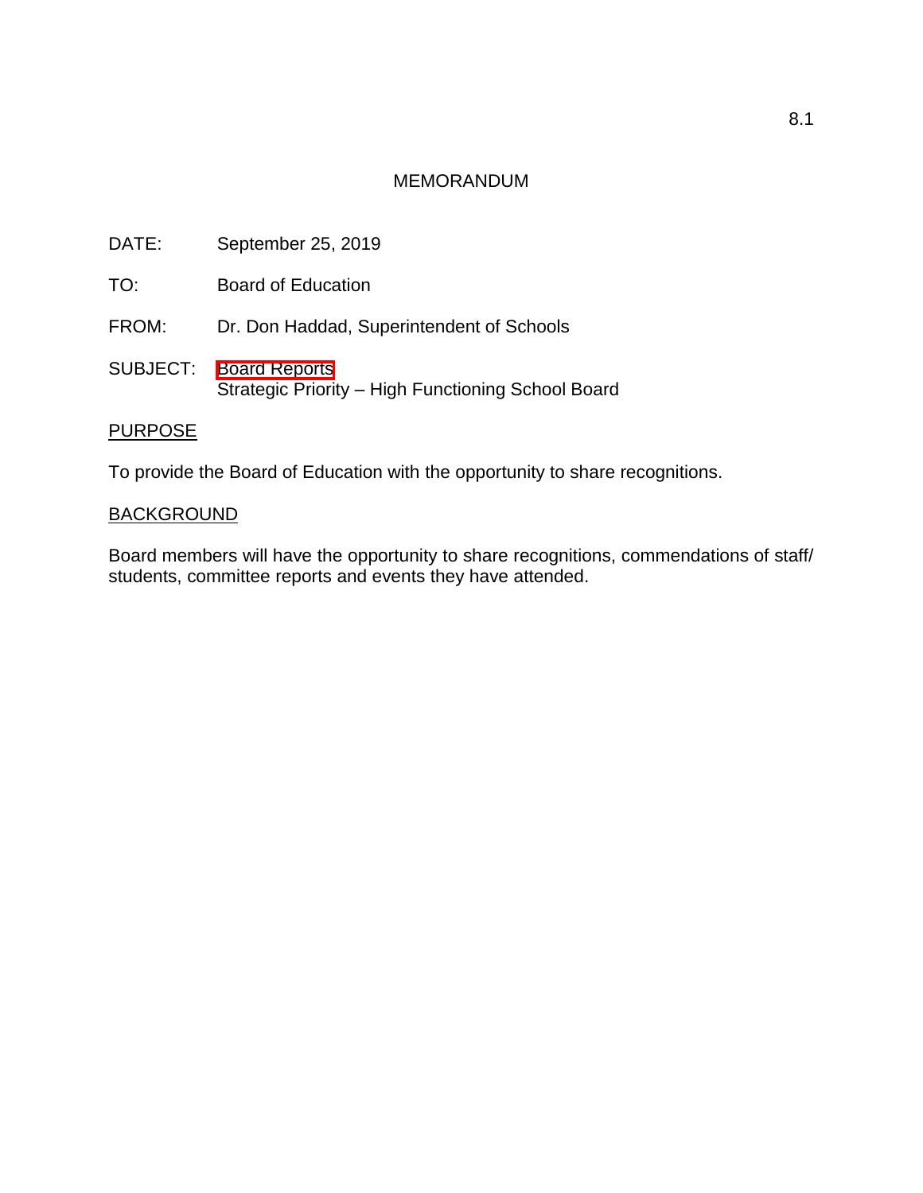8.1

MEMORANDUM

DATE: September 25, 2019

TO: Board of Education

FROM: Dr. Don Haddad, Superintendent of Schools

SUBJECT: Board Reports
Strategic Priority – High Functioning School Board

PURPOSE

To provide the Board of Education with the opportunity to share recognitions.

BACKGROUND

Board members will have the opportunity to share recognitions, commendations of staff/ students, committee reports and events they have attended.